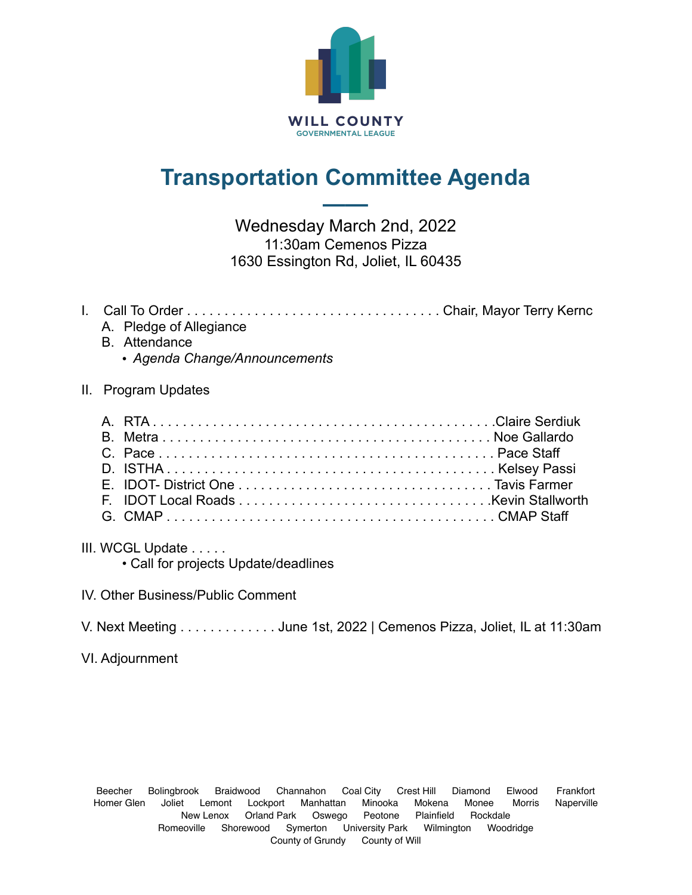WILL COUNTY
GOVERNMENTAL LEAGUE

# Transportation Committee Agenda

Wednesday March 2nd, 2022
11:30am Cemenos Pizza
1630 Essington Rd, Joliet, IL 60435

I. Call To Order . . . . . . . . . . . . . . . . . . . . . . . . . . . . . . . . . . Chair, Mayor Terry Kernc
   A. Pledge of Allegiance
   B. Attendance
      - *Agenda Change/Announcements*

II. Program Updates

   A. RTA . . . . . . . . . . . . . . . . . . . . . . . . . . . . . . . . . . . . . . . . . . . . .Claire Serdiuk
   B. Metra . . . . . . . . . . . . . . . . . . . . . . . . . . . . . . . . . . . . . . . . . . . Noe Gallardo
   C. Pace . . . . . . . . . . . . . . . . . . . . . . . . . . . . . . . . . . . . . . . . . . . . Pace Staff
   D. ISTHA . . . . . . . . . . . . . . . . . . . . . . . . . . . . . . . . . . . . . . . . . . . Kelsey Passi
   E. IDOT- District One . . . . . . . . . . . . . . . . . . . . . . . . . . . . . . . . . . Tavis Farmer
   F. IDOT Local Roads . . . . . . . . . . . . . . . . . . . . . . . . . . . . . . . . . .Kevin Stallworth
   G. CMAP . . . . . . . . . . . . . . . . . . . . . . . . . . . . . . . . . . . . . . . . . . . CMAP Staff

III. WCGL Update . . . . .
      - Call for projects Update/deadlines

IV. Other Business/Public Comment

V. Next Meeting . . . . . . . . . . . . . June 1st, 2022 | Cemenos Pizza, Joliet, IL at 11:30am

VI. Adjournment

Beecher Bolingbrook Braidwood Channahon Coal City Crest Hill Diamond Elwood Frankfort Homer Glen Joliet Lemont Lockport Manhattan Minooka Mokena Monee Morris Naperville New Lenox Orland Park Oswego Peotone Plainfield Rockdale Romeoville Shorewood Symerton University Park Wilmington Woodridge County of Grundy County of Will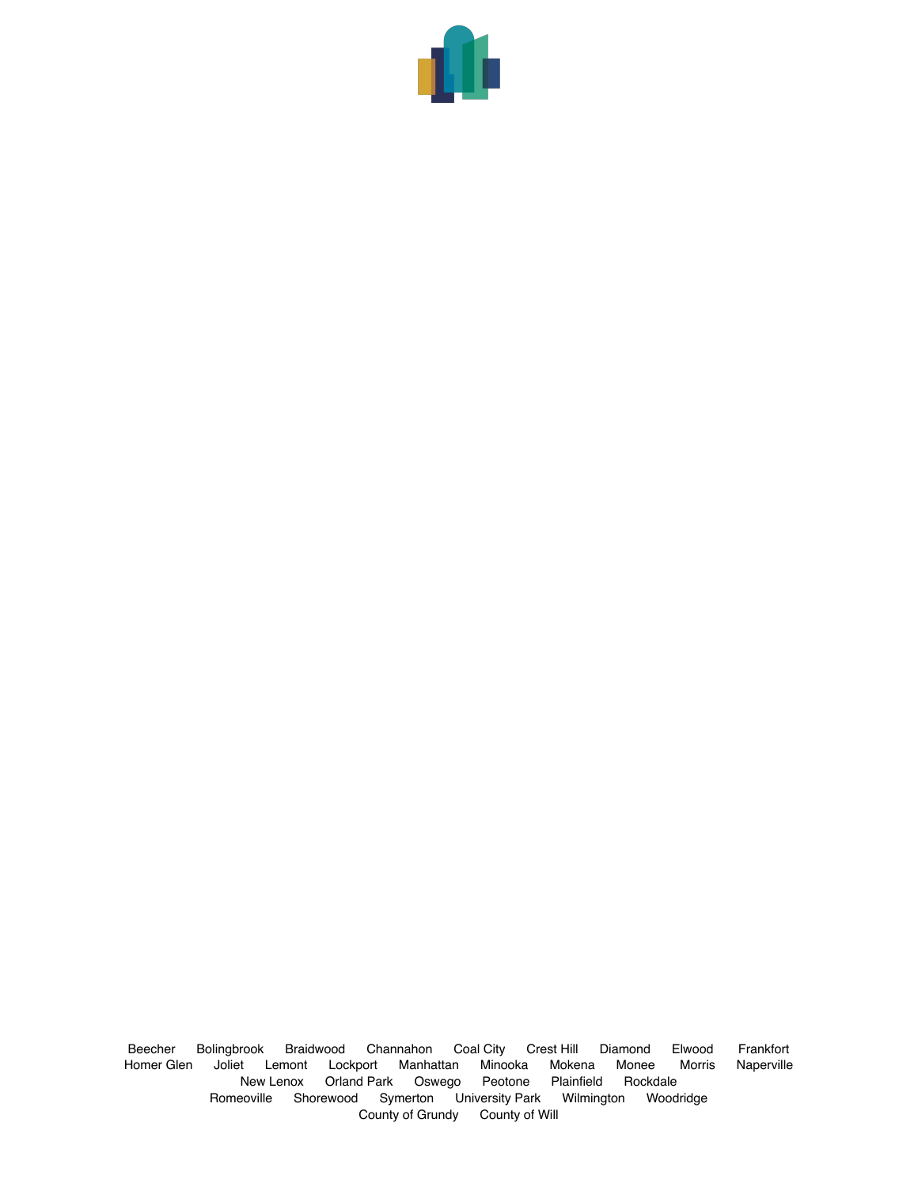Beecher Bolingbrook Braidwood Channahon Coal City Crest Hill Diamond Elwood Frankfort
Homer Glen Joliet Lemont Lockport Manhattan Minooka Mokena Monee Morris Naperville
New Lenox Orland Park Oswego Peotone Plainfield Rockdale
Romeoville Shorewood Symerton University Park Wilmington Woodridge
County of Grundy County of Will